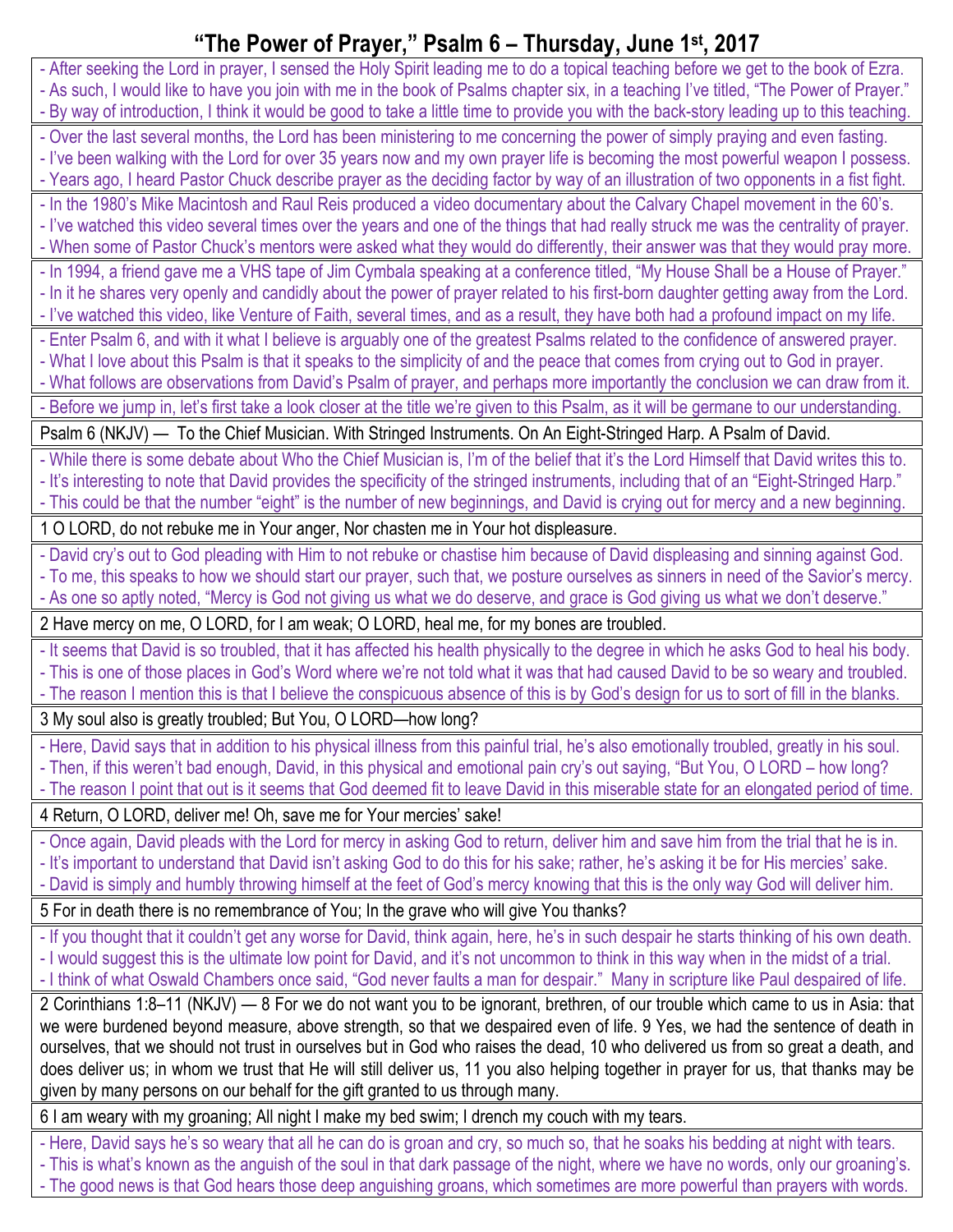# "The Power of Prayer," Psalm 6 – Thursday, June 1st, 2017

- After seeking the Lord in prayer, I sensed the Holy Spirit leading me to do a topical teaching before we get to the book of Ezra.
- As such, I would like to have you join with me in the book of Psalms chapter six, in a teaching I've titled, "The Power of Prayer."
- By way of introduction, I think it would be good to take a little time to provide you with the back-story leading up to this teaching.

- Over the last several months, the Lord has been ministering to me concerning the power of simply praying and even fasting.
- I've been walking with the Lord for over 35 years now and my own prayer life is becoming the most powerful weapon I possess.
- Years ago, I heard Pastor Chuck describe prayer as the deciding factor by way of an illustration of two opponents in a fist fight.

- In the 1980's Mike Macintosh and Raul Reis produced a video documentary about the Calvary Chapel movement in the 60's.
- I've watched this video several times over the years and one of the things that had really struck me was the centrality of prayer.
- When some of Pastor Chuck's mentors were asked what they would do differently, their answer was that they would pray more.

- In 1994, a friend gave me a VHS tape of Jim Cymbala speaking at a conference titled, "My House Shall be a House of Prayer."
- In it he shares very openly and candidly about the power of prayer related to his first-born daughter getting away from the Lord.
- I've watched this video, like Venture of Faith, several times, and as a result, they have both had a profound impact on my life.

- Enter Psalm 6, and with it what I believe is arguably one of the greatest Psalms related to the confidence of answered prayer.
- What I love about this Psalm is that it speaks to the simplicity of and the peace that comes from crying out to God in prayer.
- What follows are observations from David's Psalm of prayer, and perhaps more importantly the conclusion we can draw from it.

- Before we jump in, let's first take a look closer at the title we're given to this Psalm, as it will be germane to our understanding.

Psalm 6 (NKJV) — To the Chief Musician. With Stringed Instruments. On An Eight-Stringed Harp. A Psalm of David.

- While there is some debate about Who the Chief Musician is, I'm of the belief that it's the Lord Himself that David writes this to.
- It's interesting to note that David provides the specificity of the stringed instruments, including that of an "Eight-Stringed Harp."
- This could be that the number "eight" is the number of new beginnings, and David is crying out for mercy and a new beginning.

1 O LORD, do not rebuke me in Your anger, Nor chasten me in Your hot displeasure.

- David cry's out to God pleading with Him to not rebuke or chastise him because of David displeasing and sinning against God.
- To me, this speaks to how we should start our prayer, such that, we posture ourselves as sinners in need of the Savior's mercy.
- As one so aptly noted, "Mercy is God not giving us what we do deserve, and grace is God giving us what we don't deserve."

2 Have mercy on me, O LORD, for I am weak; O LORD, heal me, for my bones are troubled.

- It seems that David is so troubled, that it has affected his health physically to the degree in which he asks God to heal his body.
- This is one of those places in God's Word where we're not told what it was that had caused David to be so weary and troubled.
- The reason I mention this is that I believe the conspicuous absence of this is by God's design for us to sort of fill in the blanks.

3 My soul also is greatly troubled; But You, O LORD—how long?

- Here, David says that in addition to his physical illness from this painful trial, he's also emotionally troubled, greatly in his soul.
- Then, if this weren't bad enough, David, in this physical and emotional pain cry's out saying, "But You, O LORD – how long?
- The reason I point that out is it seems that God deemed fit to leave David in this miserable state for an elongated period of time.

4 Return, O LORD, deliver me! Oh, save me for Your mercies' sake!

- Once again, David pleads with the Lord for mercy in asking God to return, deliver him and save him from the trial that he is in.
- It's important to understand that David isn't asking God to do this for his sake; rather, he's asking it be for His mercies' sake.
- David is simply and humbly throwing himself at the feet of God's mercy knowing that this is the only way God will deliver him.

5 For in death there is no remembrance of You; In the grave who will give You thanks?

- If you thought that it couldn't get any worse for David, think again, here, he's in such despair he starts thinking of his own death.
- I would suggest this is the ultimate low point for David, and it's not uncommon to think in this way when in the midst of a trial.
- I think of what Oswald Chambers once said, "God never faults a man for despair." Many in scripture like Paul despaired of life.

2 Corinthians 1:8–11 (NKJV) — 8 For we do not want you to be ignorant, brethren, of our trouble which came to us in Asia: that we were burdened beyond measure, above strength, so that we despaired even of life. 9 Yes, we had the sentence of death in ourselves, that we should not trust in ourselves but in God who raises the dead, 10 who delivered us from so great a death, and does deliver us; in whom we trust that He will still deliver us, 11 you also helping together in prayer for us, that thanks may be given by many persons on our behalf for the gift granted to us through many.

6 I am weary with my groaning; All night I make my bed swim; I drench my couch with my tears.

- Here, David says he's so weary that all he can do is groan and cry, so much so, that he soaks his bedding at night with tears.
- This is what's known as the anguish of the soul in that dark passage of the night, where we have no words, only our groaning's.
- The good news is that God hears those deep anguishing groans, which sometimes are more powerful than prayers with words.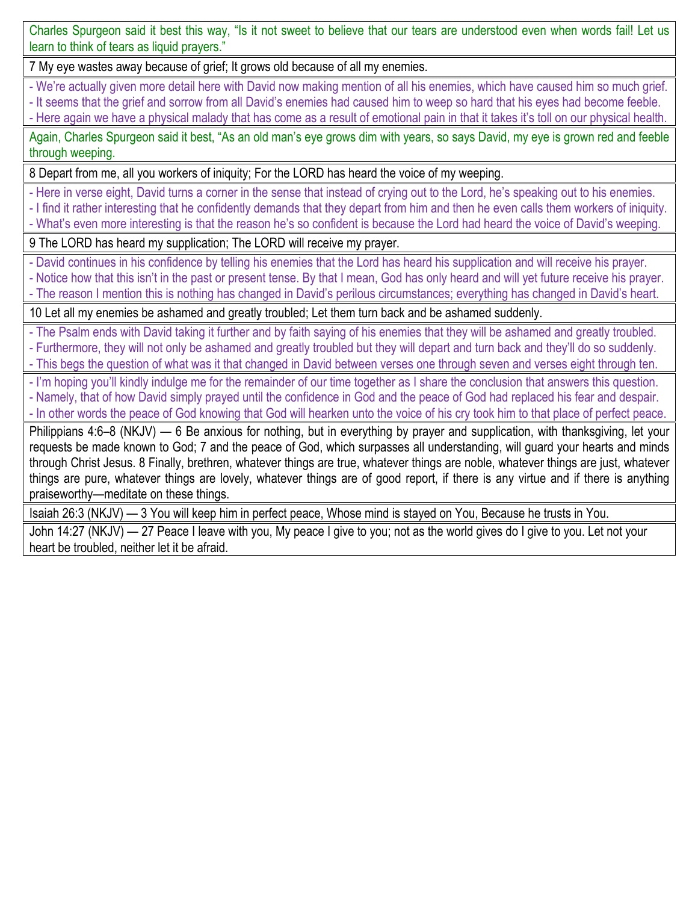Charles Spurgeon said it best this way, "Is it not sweet to believe that our tears are understood even when words fail! Let us learn to think of tears as liquid prayers."

7 My eye wastes away because of grief; It grows old because of all my enemies.

- We're actually given more detail here with David now making mention of all his enemies, which have caused him so much grief.
- It seems that the grief and sorrow from all David's enemies had caused him to weep so hard that his eyes had become feeble.
- Here again we have a physical malady that has come as a result of emotional pain in that it takes it's toll on our physical health.

Again, Charles Spurgeon said it best, "As an old man's eye grows dim with years, so says David, my eye is grown red and feeble through weeping.

8 Depart from me, all you workers of iniquity; For the LORD has heard the voice of my weeping.

- Here in verse eight, David turns a corner in the sense that instead of crying out to the Lord, he's speaking out to his enemies.
- I find it rather interesting that he confidently demands that they depart from him and then he even calls them workers of iniquity.
- What's even more interesting is that the reason he's so confident is because the Lord had heard the voice of David's weeping.

9 The LORD has heard my supplication; The LORD will receive my prayer.

- David continues in his confidence by telling his enemies that the Lord has heard his supplication and will receive his prayer.
- Notice how that this isn't in the past or present tense. By that I mean, God has only heard and will yet future receive his prayer.
- The reason I mention this is nothing has changed in David's perilous circumstances; everything has changed in David's heart.

10 Let all my enemies be ashamed and greatly troubled; Let them turn back and be ashamed suddenly.

- The Psalm ends with David taking it further and by faith saying of his enemies that they will be ashamed and greatly troubled.
- Furthermore, they will not only be ashamed and greatly troubled but they will depart and turn back and they'll do so suddenly.
- This begs the question of what was it that changed in David between verses one through seven and verses eight through ten.

- I'm hoping you'll kindly indulge me for the remainder of our time together as I share the conclusion that answers this question.
- Namely, that of how David simply prayed until the confidence in God and the peace of God had replaced his fear and despair.
- In other words the peace of God knowing that God will hearken unto the voice of his cry took him to that place of perfect peace.

Philippians 4:6–8 (NKJV) — 6 Be anxious for nothing, but in everything by prayer and supplication, with thanksgiving, let your requests be made known to God; 7 and the peace of God, which surpasses all understanding, will guard your hearts and minds through Christ Jesus. 8 Finally, brethren, whatever things are true, whatever things are noble, whatever things are just, whatever things are pure, whatever things are lovely, whatever things are of good report, if there is any virtue and if there is anything praiseworthy—meditate on these things.

Isaiah 26:3 (NKJV) — 3 You will keep him in perfect peace, Whose mind is stayed on You, Because he trusts in You.

John 14:27 (NKJV) — 27 Peace I leave with you, My peace I give to you; not as the world gives do I give to you. Let not your heart be troubled, neither let it be afraid.